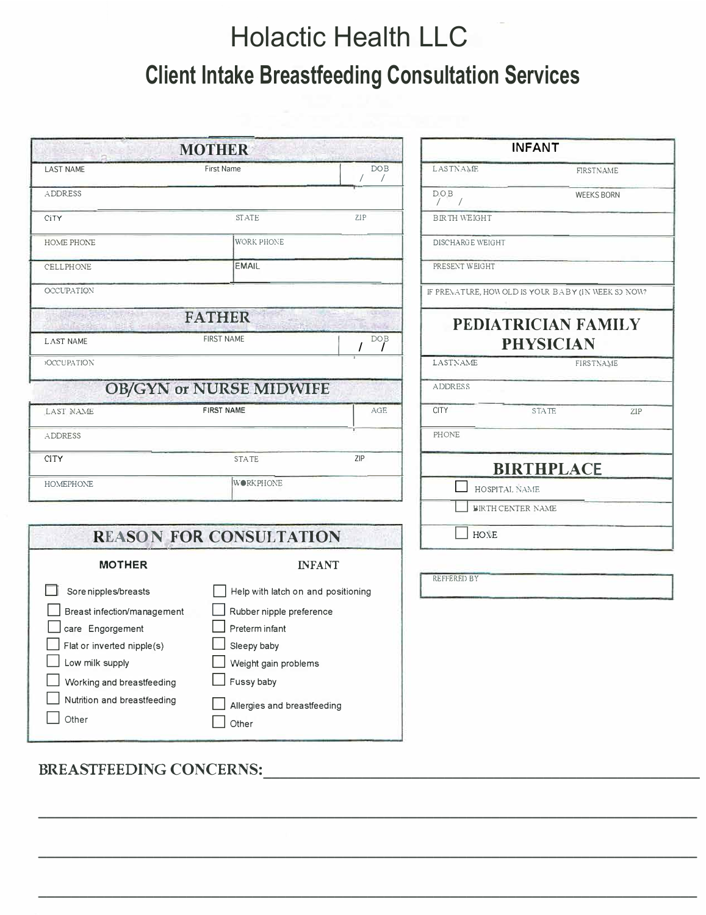# Holactic Health LLC

## Client Intake Breastfeeding Consultation Services

### MOTHER

| LAST NAME | First Name | DOB / / |
|---|---|---|
| ADDRESS | | |
| CITY | STATE | ZIP |
| HOME PHONE | WORK PHONE | |
| CELLPHONE | EMAIL | |
| OCCUPATION | | |

### FATHER

| LAST NAME | FIRST NAME | DOB / / |
|---|---|---|
| OCCUPATION | | |

### OB/GYN or NURSE MIDWIFE

| LAST NAME | FIRST NAME | AGE |
|---|---|---|
| ADDRESS | | |
| CITY | STATE | ZIP |
| HOMEPHONE | WORKPHONE | |

### INFANT

| LASTNAME | FIRSTNAME |
|---|---|
| DOB / / | WEEKS BORN |
| BIRTH WEIGHT | |
| DISCHARGE WEIGHT | |
| PRESENT WEIGHT | |
| IF PREMATURE, HOW OLD IS YOUR BABY (IN WEEKS) NOW? | |

### PEDIATRICIAN FAMILY PHYSICIAN

| LASTNAME | FIRSTNAME | |
|---|---|---|
| ADDRESS | | |
| CITY | STATE | ZIP |
| PHONE | | |

### BIRTHPLACE

- ☐ HOSPITAL NAME
- ☐ BIRTH CENTER NAME
- ☐ HOME

REFFERED BY

### REASON FOR CONSULTATION

**MOTHER**

- ☐ Sore nipples/breasts
- ☐ Breast infection/management
- ☐ care Engorgement
- ☐ Flat or inverted nipple(s)
- ☐ Low milk supply
- ☐ Working and breastfeeding
- ☐ Nutrition and breastfeeding
- ☐ Other

**INFANT**

- ☐ Help with latch on and positioning
- ☐ Rubber nipple preference
- ☐ Preterm infant
- ☐ Sleepy baby
- ☐ Weight gain problems
- ☐ Fussy baby
- ☐ Allergies and breastfeeding
- ☐ Other

BREASTFEEDING CONCERNS: ______________________________________________

______________________________________________

______________________________________________

______________________________________________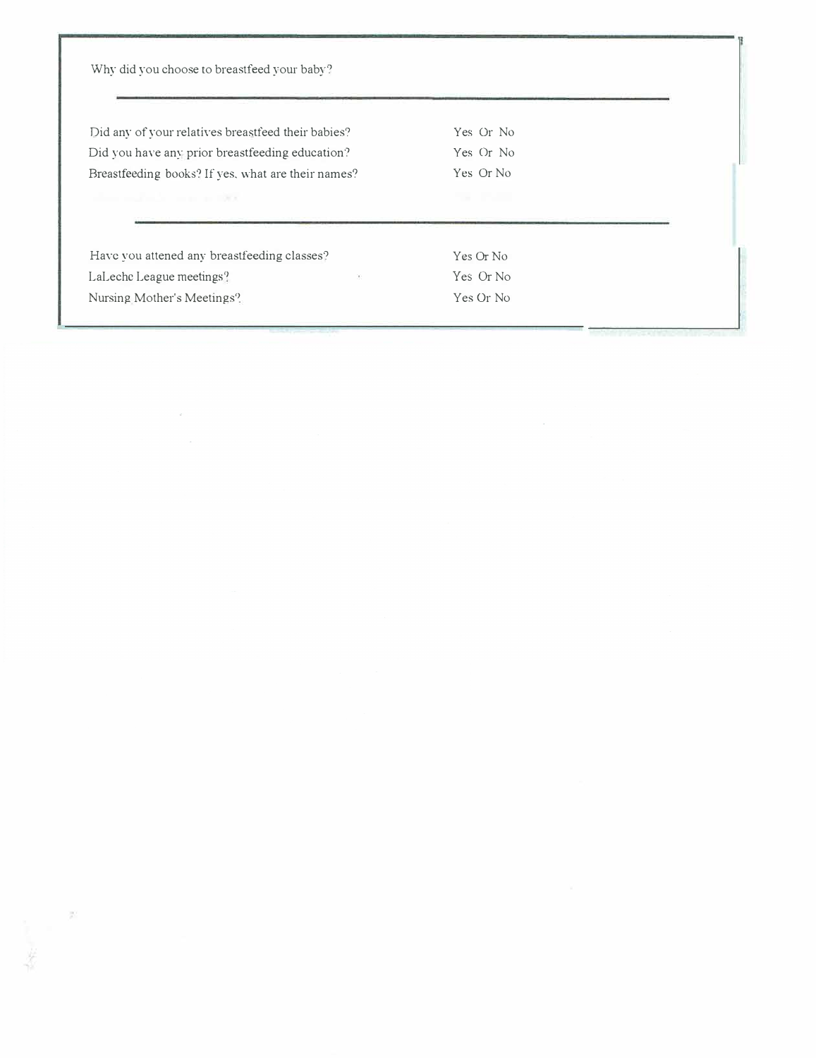Why did you choose to breastfeed your baby?

---

| | |
|---|---|
| Did any of your relatives breastfeed their babies? | Yes Or No |
| Did you have any prior breastfeeding education? | Yes Or No |
| Breastfeeding books? If yes, what are their names? | Yes Or No |

---

| | |
|---|---|
| Have you attened any breastfeeding classes? | Yes Or No |
| LaLeche League meetings? | Yes Or No |
| Nursing Mother's Meetings? | Yes Or No |